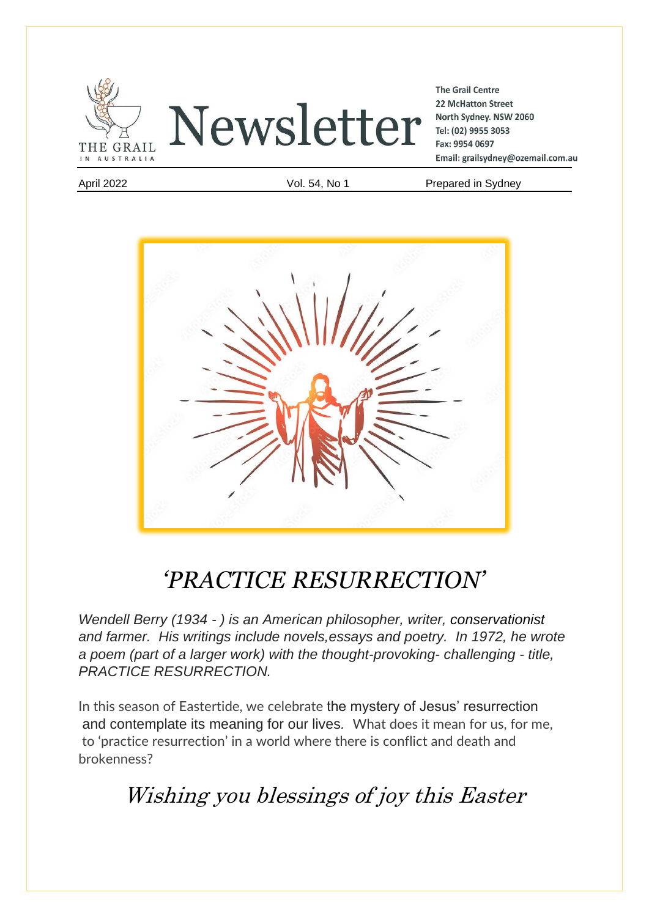THE GRAIL IN AUSTRALIA

# Newsletter

The Grail Centre
22 McHatton Street
North Sydney. NSW 2060
Tel: (02) 9955 3053
Fax: 9954 0697
Email: grailsydney@ozemail.com.au

April 2022 | Vol. 54, No 1 | Prepared in Sydney

# *'PRACTICE RESURRECTION'*

*Wendell Berry (1934 - ) is an American philosopher, writer, conservationist and farmer. His writings include novels,essays and poetry. In 1972, he wrote a poem (part of a larger work) with the thought-provoking- challenging - title, PRACTICE RESURRECTION.*

In this season of Eastertide, we celebrate the mystery of Jesus' resurrection and contemplate its meaning for our lives. What does it mean for us, for me, to 'practice resurrection' in a world where there is conflict and death and brokenness?

## *Wishing you blessings of joy this Easter*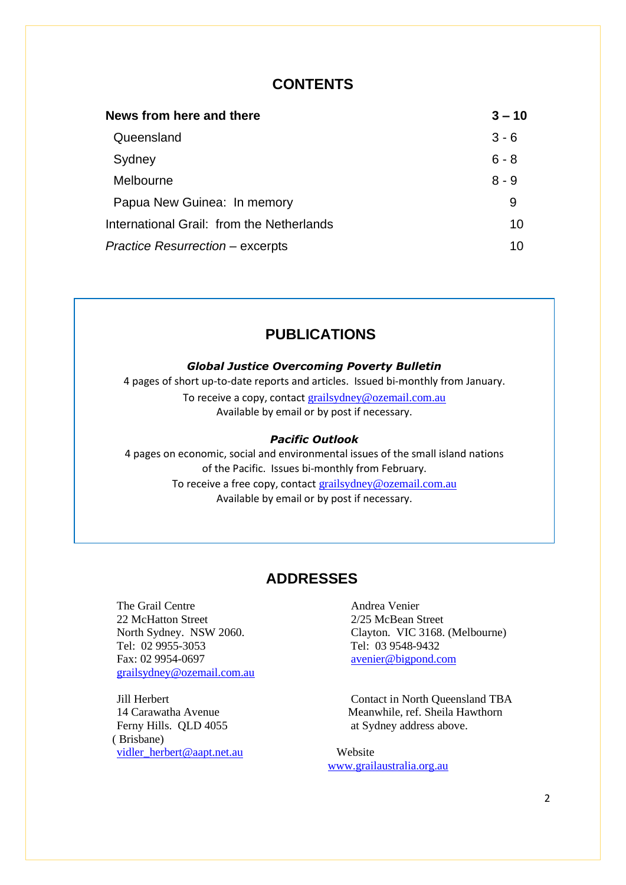# CONTENTS

| | |
|---|---|
| **News from here and there** | **3 – 10** |
| Queensland | 3 - 6 |
| Sydney | 6 - 8 |
| Melbourne | 8 - 9 |
| Papua New Guinea: In memory | 9 |
| International Grail: from the Netherlands | 10 |
| *Practice Resurrection* – excerpts | 10 |

## PUBLICATIONS

***Global Justice Overcoming Poverty Bulletin***

4 pages of short up-to-date reports and articles. Issued bi-monthly from January.
To receive a copy, contact grailsydney@ozemail.com.au
Available by email or by post if necessary.

***Pacific Outlook***

4 pages on economic, social and environmental issues of the small island nations of the Pacific. Issues bi-monthly from February.
To receive a free copy, contact grailsydney@ozemail.com.au
Available by email or by post if necessary.

## ADDRESSES

The Grail Centre
22 McHatton Street
North Sydney. NSW 2060.
Tel: 02 9955-3053
Fax: 02 9954-0697
grailsydney@ozemail.com.au

Jill Herbert
14 Carawatha Avenue
Ferny Hills. QLD 4055
(Brisbane)
vidler_herbert@aapt.net.au

Andrea Venier
2/25 McBean Street
Clayton. VIC 3168. (Melbourne)
Tel: 03 9548-9432
avenier@bigpond.com

Contact in North Queensland TBA
Meanwhile, ref. Sheila Hawthorn
at Sydney address above.

Website
www.grailaustralia.org.au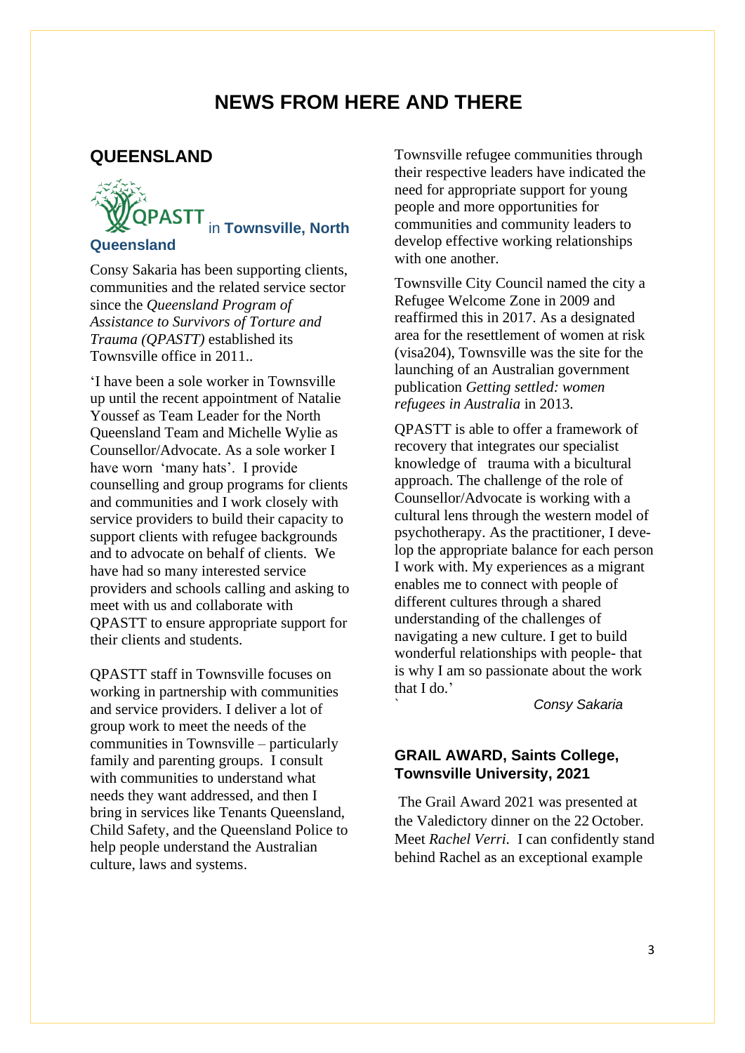# NEWS FROM HERE AND THERE

## QUEENSLAND

### QPASTT in Townsville, North Queensland

Consy Sakaria has been supporting clients, communities and the related service sector since the *Queensland Program of Assistance to Survivors of Torture and Trauma (QPASTT)* established its Townsville office in 2011..

'I have been a sole worker in Townsville up until the recent appointment of Natalie Youssef as Team Leader for the North Queensland Team and Michelle Wylie as Counsellor/Advocate. As a sole worker I have worn 'many hats'. I provide counselling and group programs for clients and communities and I work closely with service providers to build their capacity to support clients with refugee backgrounds and to advocate on behalf of clients. We have had so many interested service providers and schools calling and asking to meet with us and collaborate with QPASTT to ensure appropriate support for their clients and students.

QPASTT staff in Townsville focuses on working in partnership with communities and service providers. I deliver a lot of group work to meet the needs of the communities in Townsville – particularly family and parenting groups. I consult with communities to understand what needs they want addressed, and then I bring in services like Tenants Queensland, Child Safety, and the Queensland Police to help people understand the Australian culture, laws and systems.

Townsville refugee communities through their respective leaders have indicated the need for appropriate support for young people and more opportunities for communities and community leaders to develop effective working relationships with one another.

Townsville City Council named the city a Refugee Welcome Zone in 2009 and reaffirmed this in 2017. As a designated area for the resettlement of women at risk (visa204), Townsville was the site for the launching of an Australian government publication *Getting settled: women refugees in Australia* in 2013.

QPASTT is able to offer a framework of recovery that integrates our specialist knowledge of trauma with a bicultural approach. The challenge of the role of Counsellor/Advocate is working with a cultural lens through the western model of psychotherapy. As the practitioner, I develop the appropriate balance for each person I work with. My experiences as a migrant enables me to connect with people of different cultures through a shared understanding of the challenges of navigating a new culture. I get to build wonderful relationships with people- that is why I am so passionate about the work that I do.'

*Consy Sakaria*

### GRAIL AWARD, Saints College, Townsville University, 2021

The Grail Award 2021 was presented at the Valedictory dinner on the 22 October. Meet *Rachel Verri*. I can confidently stand behind Rachel as an exceptional example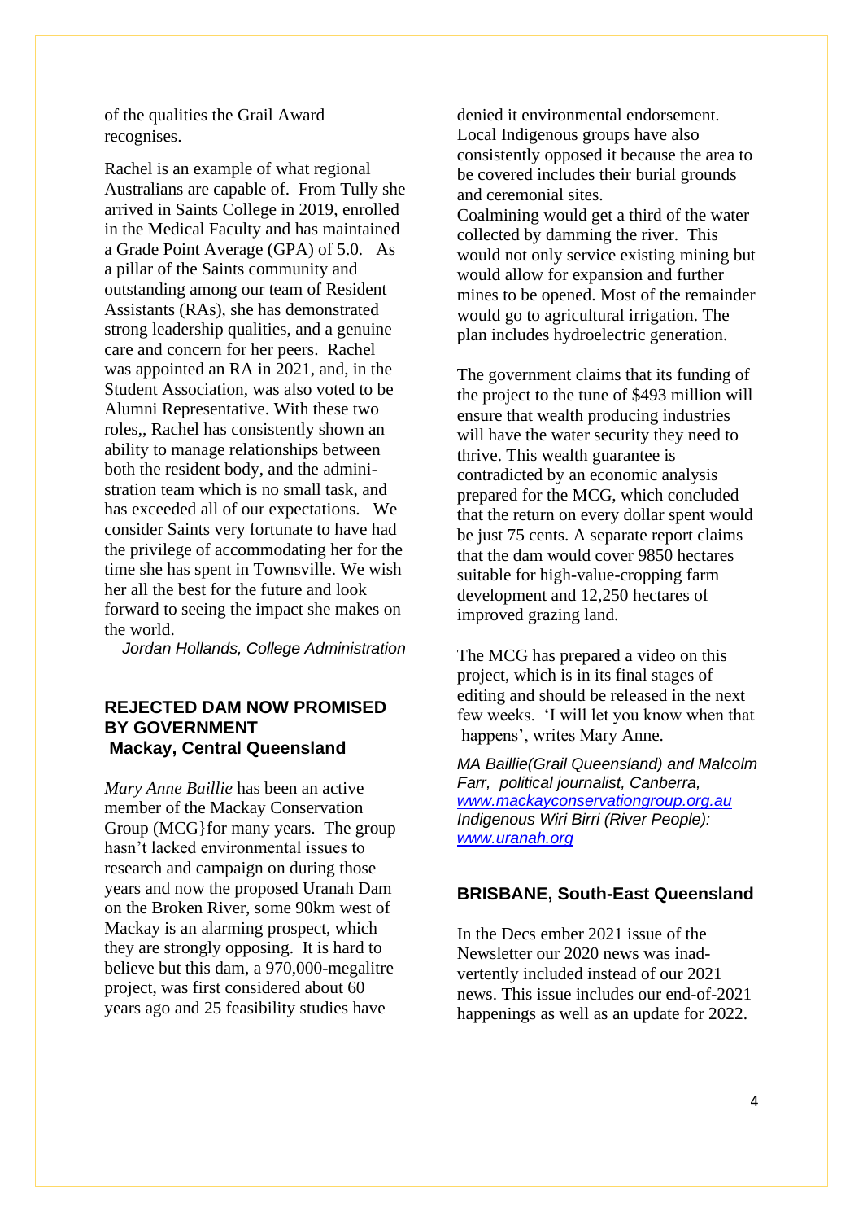of the qualities the Grail Award recognises.

Rachel is an example of what regional Australians are capable of. From Tully she arrived in Saints College in 2019, enrolled in the Medical Faculty and has maintained a Grade Point Average (GPA) of 5.0. As a pillar of the Saints community and outstanding among our team of Resident Assistants (RAs), she has demonstrated strong leadership qualities, and a genuine care and concern for her peers. Rachel was appointed an RA in 2021, and, in the Student Association, was also voted to be Alumni Representative. With these two roles,, Rachel has consistently shown an ability to manage relationships between both the resident body, and the administration team which is no small task, and has exceeded all of our expectations. We consider Saints very fortunate to have had the privilege of accommodating her for the time she has spent in Townsville. We wish her all the best for the future and look forward to seeing the impact she makes on the world.

*Jordan Hollands, College Administration*

### REJECTED DAM NOW PROMISED BY GOVERNMENT
### Mackay, Central Queensland

*Mary Anne Baillie* has been an active member of the Mackay Conservation Group (MCG}for many years. The group hasn't lacked environmental issues to research and campaign on during those years and now the proposed Uranah Dam on the Broken River, some 90km west of Mackay is an alarming prospect, which they are strongly opposing. It is hard to believe but this dam, a 970,000-megalitre project, was first considered about 60 years ago and 25 feasibility studies have denied it environmental endorsement. Local Indigenous groups have also consistently opposed it because the area to be covered includes their burial grounds and ceremonial sites.
Coalmining would get a third of the water collected by damming the river. This would not only service existing mining but would allow for expansion and further mines to be opened. Most of the remainder would go to agricultural irrigation. The plan includes hydroelectric generation.

The government claims that its funding of the project to the tune of $493 million will ensure that wealth producing industries will have the water security they need to thrive. This wealth guarantee is contradicted by an economic analysis prepared for the MCG, which concluded that the return on every dollar spent would be just 75 cents. A separate report claims that the dam would cover 9850 hectares suitable for high-value-cropping farm development and 12,250 hectares of improved grazing land.

The MCG has prepared a video on this project, which is in its final stages of editing and should be released in the next few weeks. 'I will let you know when that happens', writes Mary Anne.

*MA Baillie(Grail Queensland) and Malcolm Farr, political journalist, Canberra, www.mackayconservationgroup.org.au*
*Indigenous Wiri Birri (River People): www.uranah.org*

### BRISBANE, South-East Queensland

In the Decs ember 2021 issue of the Newsletter our 2020 news was inadvertently included instead of our 2021 news. This issue includes our end-of-2021 happenings as well as an update for 2022.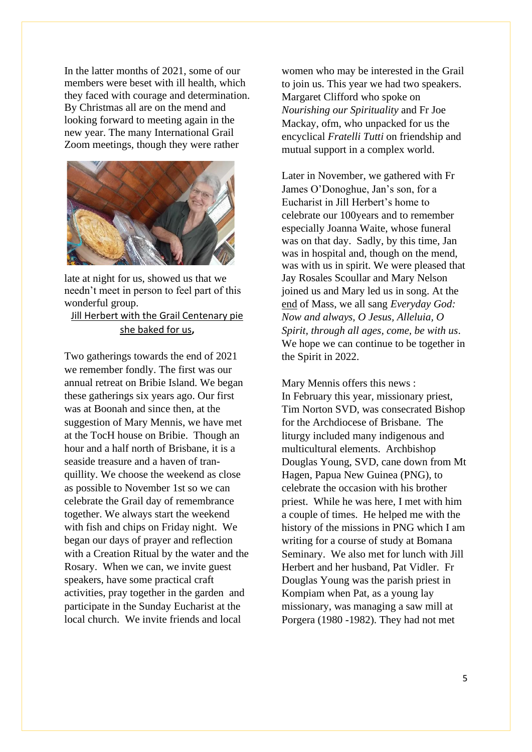In the latter months of 2021, some of our members were beset with ill health, which they faced with courage and determination. By Christmas all are on the mend and looking forward to meeting again in the new year. The many International Grail Zoom meetings, though they were rather late at night for us, showed us that we needn't meet in person to feel part of this wonderful group.

Jill Herbert with the Grail Centenary pie she baked for us,

Two gatherings towards the end of 2021 we remember fondly. The first was our annual retreat on Bribie Island. We began these gatherings six years ago. Our first was at Boonah and since then, at the suggestion of Mary Mennis, we have met at the TocH house on Bribie. Though an hour and a half north of Brisbane, it is a seaside treasure and a haven of tran-quillity. We choose the weekend as close as possible to November 1st so we can celebrate the Grail day of remembrance together. We always start the weekend with fish and chips on Friday night. We began our days of prayer and reflection with a Creation Ritual by the water and the Rosary. When we can, we invite guest speakers, have some practical craft activities, pray together in the garden and participate in the Sunday Eucharist at the local church. We invite friends and local women who may be interested in the Grail to join us. This year we had two speakers. Margaret Clifford who spoke on *Nourishing our Spirituality* and Fr Joe Mackay, ofm, who unpacked for us the encyclical *Fratelli Tutti* on friendship and mutual support in a complex world.

Later in November, we gathered with Fr James O'Donoghue, Jan's son, for a Eucharist in Jill Herbert's home to celebrate our 100years and to remember especially Joanna Waite, whose funeral was on that day. Sadly, by this time, Jan was in hospital and, though on the mend, was with us in spirit. We were pleased that Jay Rosales Scoullar and Mary Nelson joined us and Mary led us in song. At the end of Mass, we all sang *Everyday God: Now and always, O Jesus, Alleluia, O Spirit, through all ages, come, be with us*. We hope we can continue to be together in the Spirit in 2022.

Mary Mennis offers this news :
In February this year, missionary priest, Tim Norton SVD, was consecrated Bishop for the Archdiocese of Brisbane. The liturgy included many indigenous and multicultural elements. Archbishop Douglas Young, SVD, cane down from Mt Hagen, Papua New Guinea (PNG), to celebrate the occasion with his brother priest. While he was here, I met with him a couple of times. He helped me with the history of the missions in PNG which I am writing for a course of study at Bomana Seminary. We also met for lunch with Jill Herbert and her husband, Pat Vidler. Fr Douglas Young was the parish priest in Kompiam when Pat, as a young lay missionary, was managing a saw mill at Porgera (1980 -1982). They had not met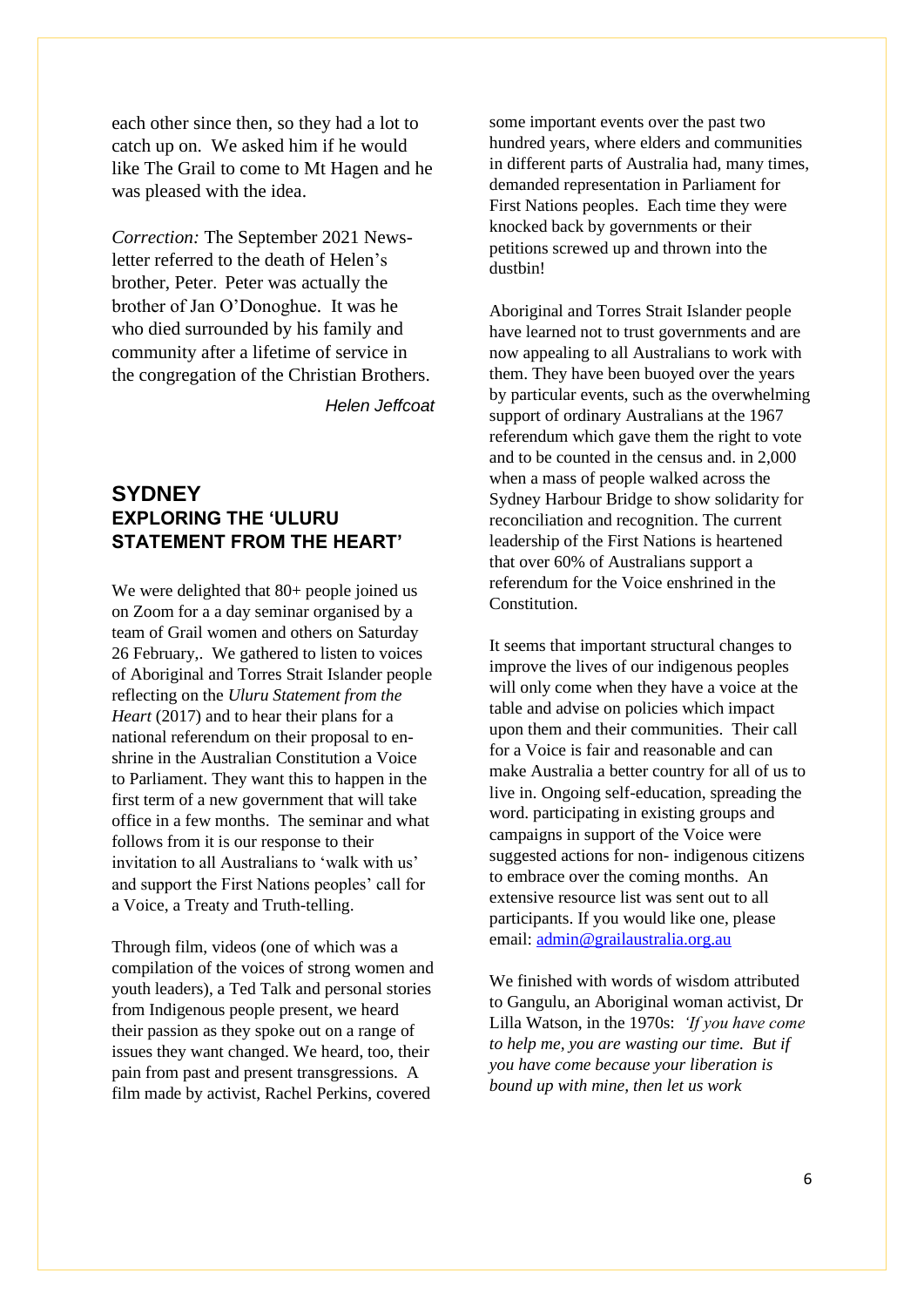each other since then, so they had a lot to catch up on. We asked him if he would like The Grail to come to Mt Hagen and he was pleased with the idea.

*Correction:* The September 2021 Newsletter referred to the death of Helen's brother, Peter. Peter was actually the brother of Jan O'Donoghue. It was he who died surrounded by his family and community after a lifetime of service in the congregation of the Christian Brothers.

*Helen Jeffcoat*

## SYDNEY

### EXPLORING THE 'ULURU STATEMENT FROM THE HEART'

We were delighted that 80+ people joined us on Zoom for a a day seminar organised by a team of Grail women and others on Saturday 26 February,. We gathered to listen to voices of Aboriginal and Torres Strait Islander people reflecting on the *Uluru Statement from the Heart* (2017) and to hear their plans for a national referendum on their proposal to enshrine in the Australian Constitution a Voice to Parliament. They want this to happen in the first term of a new government that will take office in a few months. The seminar and what follows from it is our response to their invitation to all Australians to 'walk with us' and support the First Nations peoples' call for a Voice, a Treaty and Truth-telling.

Through film, videos (one of which was a compilation of the voices of strong women and youth leaders), a Ted Talk and personal stories from Indigenous people present, we heard their passion as they spoke out on a range of issues they want changed. We heard, too, their pain from past and present transgressions. A film made by activist, Rachel Perkins, covered some important events over the past two hundred years, where elders and communities in different parts of Australia had, many times, demanded representation in Parliament for First Nations peoples. Each time they were knocked back by governments or their petitions screwed up and thrown into the dustbin!

Aboriginal and Torres Strait Islander people have learned not to trust governments and are now appealing to all Australians to work with them. They have been buoyed over the years by particular events, such as the overwhelming support of ordinary Australians at the 1967 referendum which gave them the right to vote and to be counted in the census and. in 2,000 when a mass of people walked across the Sydney Harbour Bridge to show solidarity for reconciliation and recognition. The current leadership of the First Nations is heartened that over 60% of Australians support a referendum for the Voice enshrined in the Constitution.

It seems that important structural changes to improve the lives of our indigenous peoples will only come when they have a voice at the table and advise on policies which impact upon them and their communities. Their call for a Voice is fair and reasonable and can make Australia a better country for all of us to live in. Ongoing self-education, spreading the word. participating in existing groups and campaigns in support of the Voice were suggested actions for non- indigenous citizens to embrace over the coming months. An extensive resource list was sent out to all participants. If you would like one, please email: [admin@grailaustralia.org.au](mailto:admin@grailaustralia.org.au)

We finished with words of wisdom attributed to Gangulu, an Aboriginal woman activist, Dr Lilla Watson, in the 1970s: *'If you have come to help me, you are wasting our time. But if you have come because your liberation is bound up with mine, then let us work*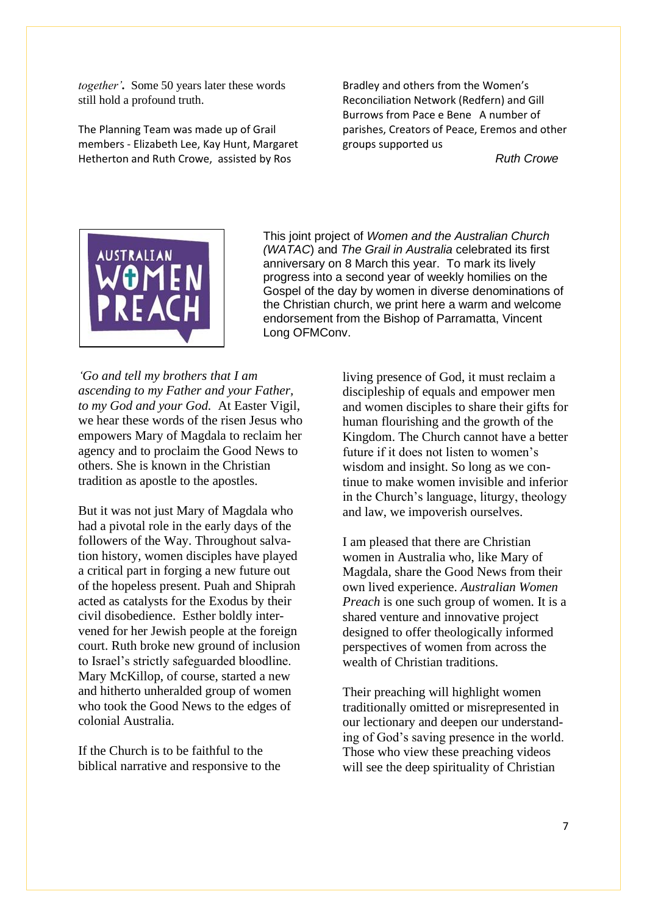*together'*. Some 50 years later these words still hold a profound truth.

The Planning Team was made up of Grail members - Elizabeth Lee, Kay Hunt, Margaret Hetherton and Ruth Crowe, assisted by Ros Bradley and others from the Women's Reconciliation Network (Redfern) and Gill Burrows from Pace e Bene A number of parishes, Creators of Peace, Eremos and other groups supported us

*Ruth Crowe*

AUSTRALIAN WOMEN PREACH

This joint project of *Women and the Australian Church (WATAC*) and *The Grail in Australia* celebrated its first anniversary on 8 March this year. To mark its lively progress into a second year of weekly homilies on the Gospel of the day by women in diverse denominations of the Christian church, we print here a warm and welcome endorsement from the Bishop of Parramatta, Vincent Long OFMConv.

*'Go and tell my brothers that I am ascending to my Father and your Father, to my God and your God.* At Easter Vigil, we hear these words of the risen Jesus who empowers Mary of Magdala to reclaim her agency and to proclaim the Good News to others. She is known in the Christian tradition as apostle to the apostles.

But it was not just Mary of Magdala who had a pivotal role in the early days of the followers of the Way. Throughout salvation history, women disciples have played a critical part in forging a new future out of the hopeless present. Puah and Shiprah acted as catalysts for the Exodus by their civil disobedience. Esther boldly intervened for her Jewish people at the foreign court. Ruth broke new ground of inclusion to Israel's strictly safeguarded bloodline. Mary McKillop, of course, started a new and hitherto unheralded group of women who took the Good News to the edges of colonial Australia.

If the Church is to be faithful to the biblical narrative and responsive to the living presence of God, it must reclaim a discipleship of equals and empower men and women disciples to share their gifts for human flourishing and the growth of the Kingdom. The Church cannot have a better future if it does not listen to women's wisdom and insight. So long as we continue to make women invisible and inferior in the Church's language, liturgy, theology and law, we impoverish ourselves.

I am pleased that there are Christian women in Australia who, like Mary of Magdala, share the Good News from their own lived experience. *Australian Women Preach* is one such group of women. It is a shared venture and innovative project designed to offer theologically informed perspectives of women from across the wealth of Christian traditions.

Their preaching will highlight women traditionally omitted or misrepresented in our lectionary and deepen our understanding of God's saving presence in the world. Those who view these preaching videos will see the deep spirituality of Christian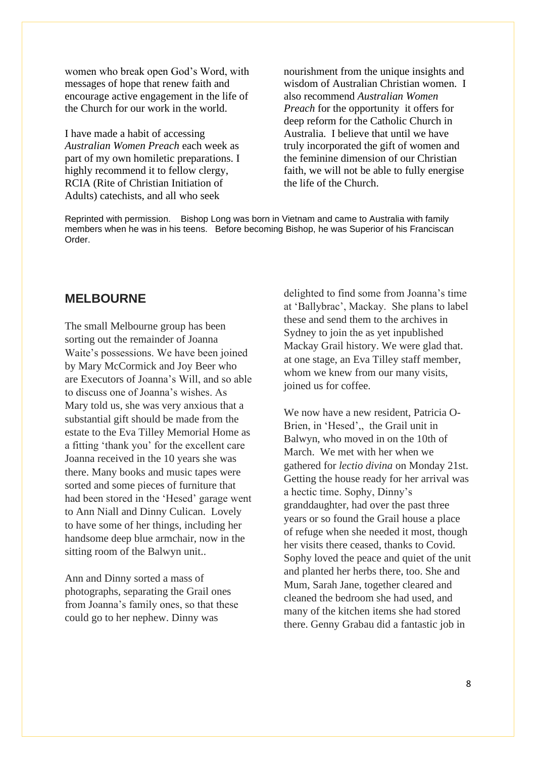women who break open God's Word, with messages of hope that renew faith and encourage active engagement in the life of the Church for our work in the world.

I have made a habit of accessing *Australian Women Preach* each week as part of my own homiletic preparations. I highly recommend it to fellow clergy, RCIA (Rite of Christian Initiation of Adults) catechists, and all who seek nourishment from the unique insights and wisdom of Australian Christian women. I also recommend *Australian Women Preach* for the opportunity it offers for deep reform for the Catholic Church in Australia. I believe that until we have truly incorporated the gift of women and the feminine dimension of our Christian faith, we will not be able to fully energise the life of the Church.

Reprinted with permission. Bishop Long was born in Vietnam and came to Australia with family members when he was in his teens. Before becoming Bishop, he was Superior of his Franciscan Order.

## MELBOURNE

The small Melbourne group has been sorting out the remainder of Joanna Waite's possessions. We have been joined by Mary McCormick and Joy Beer who are Executors of Joanna's Will, and so able to discuss one of Joanna's wishes. As Mary told us, she was very anxious that a substantial gift should be made from the estate to the Eva Tilley Memorial Home as a fitting 'thank you' for the excellent care Joanna received in the 10 years she was there. Many books and music tapes were sorted and some pieces of furniture that had been stored in the 'Hesed' garage went to Ann Niall and Dinny Culican. Lovely to have some of her things, including her handsome deep blue armchair, now in the sitting room of the Balwyn unit..

Ann and Dinny sorted a mass of photographs, separating the Grail ones from Joanna's family ones, so that these could go to her nephew. Dinny was delighted to find some from Joanna's time at 'Ballybrac', Mackay. She plans to label these and send them to the archives in Sydney to join the as yet inpublished Mackay Grail history. We were glad that. at one stage, an Eva Tilley staff member, whom we knew from our many visits, joined us for coffee.

We now have a new resident, Patricia O-Brien, in 'Hesed',, the Grail unit in Balwyn, who moved in on the 10th of March. We met with her when we gathered for *lectio divina* on Monday 21st. Getting the house ready for her arrival was a hectic time. Sophy, Dinny's granddaughter, had over the past three years or so found the Grail house a place of refuge when she needed it most, though her visits there ceased, thanks to Covid. Sophy loved the peace and quiet of the unit and planted her herbs there, too. She and Mum, Sarah Jane, together cleared and cleaned the bedroom she had used, and many of the kitchen items she had stored there. Genny Grabau did a fantastic job in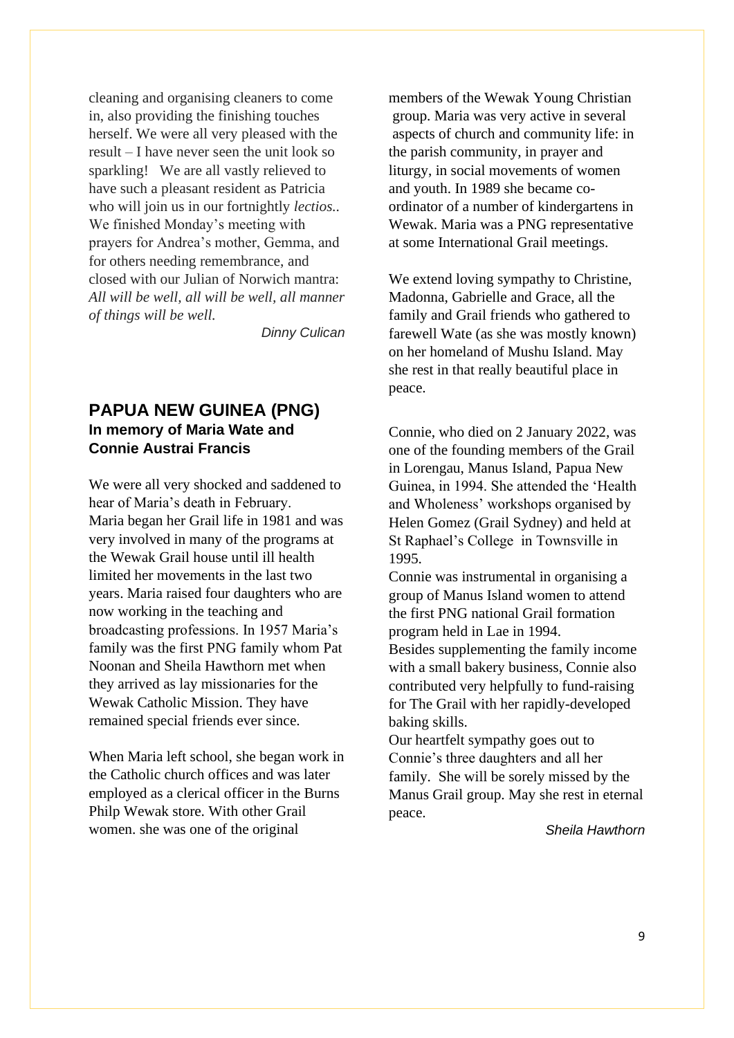cleaning and organising cleaners to come in, also providing the finishing touches herself. We were all very pleased with the result – I have never seen the unit look so sparkling! We are all vastly relieved to have such a pleasant resident as Patricia who will join us in our fortnightly *lectios.*. We finished Monday's meeting with prayers for Andrea's mother, Gemma, and for others needing remembrance, and closed with our Julian of Norwich mantra: *All will be well, all will be well, all manner of things will be well.*

*Dinny Culican*

## PAPUA NEW GUINEA (PNG)

### In memory of Maria Wate and Connie Austrai Francis

We were all very shocked and saddened to hear of Maria's death in February. Maria began her Grail life in 1981 and was very involved in many of the programs at the Wewak Grail house until ill health limited her movements in the last two years. Maria raised four daughters who are now working in the teaching and broadcasting professions. In 1957 Maria's family was the first PNG family whom Pat Noonan and Sheila Hawthorn met when they arrived as lay missionaries for the Wewak Catholic Mission. They have remained special friends ever since.

When Maria left school, she began work in the Catholic church offices and was later employed as a clerical officer in the Burns Philp Wewak store. With other Grail women. she was one of the original members of the Wewak Young Christian group. Maria was very active in several aspects of church and community life: in the parish community, in prayer and liturgy, in social movements of women and youth. In 1989 she became co-ordinator of a number of kindergartens in Wewak. Maria was a PNG representative at some International Grail meetings.

We extend loving sympathy to Christine, Madonna, Gabrielle and Grace, all the family and Grail friends who gathered to farewell Wate (as she was mostly known) on her homeland of Mushu Island. May she rest in that really beautiful place in peace.

Connie, who died on 2 January 2022, was one of the founding members of the Grail in Lorengau, Manus Island, Papua New Guinea, in 1994. She attended the 'Health and Wholeness' workshops organised by Helen Gomez (Grail Sydney) and held at St Raphael's College in Townsville in 1995.

Connie was instrumental in organising a group of Manus Island women to attend the first PNG national Grail formation program held in Lae in 1994.

Besides supplementing the family income with a small bakery business, Connie also contributed very helpfully to fund-raising for The Grail with her rapidly-developed baking skills.

Our heartfelt sympathy goes out to Connie's three daughters and all her family. She will be sorely missed by the Manus Grail group. May she rest in eternal peace.

*Sheila Hawthorn*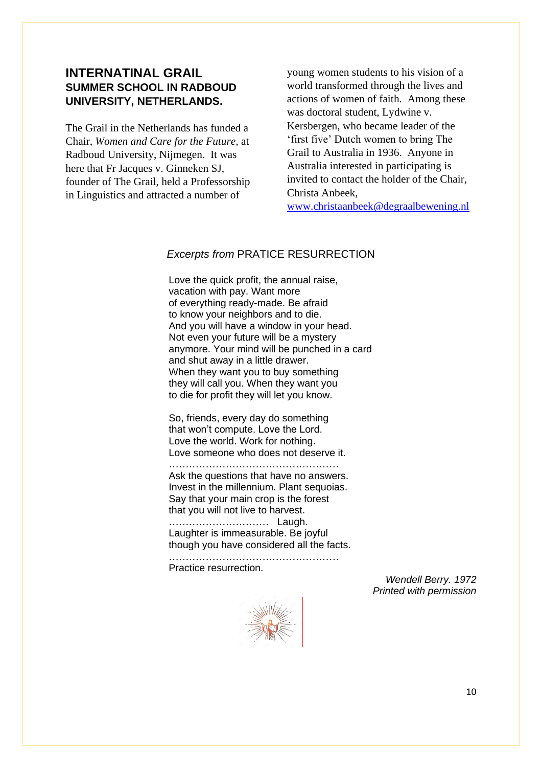## INTERNATINAL GRAIL
### SUMMER SCHOOL IN RADBOUD UNIVERSITY, NETHERLANDS.

The Grail in the Netherlands has funded a Chair, *Women and Care for the Future*, at Radboud University, Nijmegen. It was here that Fr Jacques v. Ginneken SJ, founder of The Grail, held a Professorship in Linguistics and attracted a number of young women students to his vision of a world transformed through the lives and actions of women of faith. Among these was doctoral student, Lydwine v. Kersbergen, who became leader of the 'first five' Dutch women to bring The Grail to Australia in 1936. Anyone in Australia interested in participating is invited to contact the holder of the Chair, Christa Anbeek, [www.christaanbeek@degraalbewening.nl](www.christaanbeek@degraalbewening.nl)

### *Excerpts from* PRATICE RESURRECTION

Love the quick profit, the annual raise,
vacation with pay. Want more
of everything ready-made. Be afraid
to know your neighbors and to die.
And you will have a window in your head.
Not even your future will be a mystery
anymore. Your mind will be punched in a card
and shut away in a little drawer.
When they want you to buy something
they will call you. When they want you
to die for profit they will let you know.

So, friends, every day do something
that won't compute. Love the Lord.
Love the world. Work for nothing.
Love someone who does not deserve it.
……………………………………………
Ask the questions that have no answers.
Invest in the millennium. Plant sequoias.
Say that your main crop is the forest
that you will not live to harvest.
………………………… Laugh.
Laughter is immeasurable. Be joyful
though you have considered all the facts.
……………………………………………
Practice resurrection.

*Wendell Berry. 1972*
*Printed with permission*